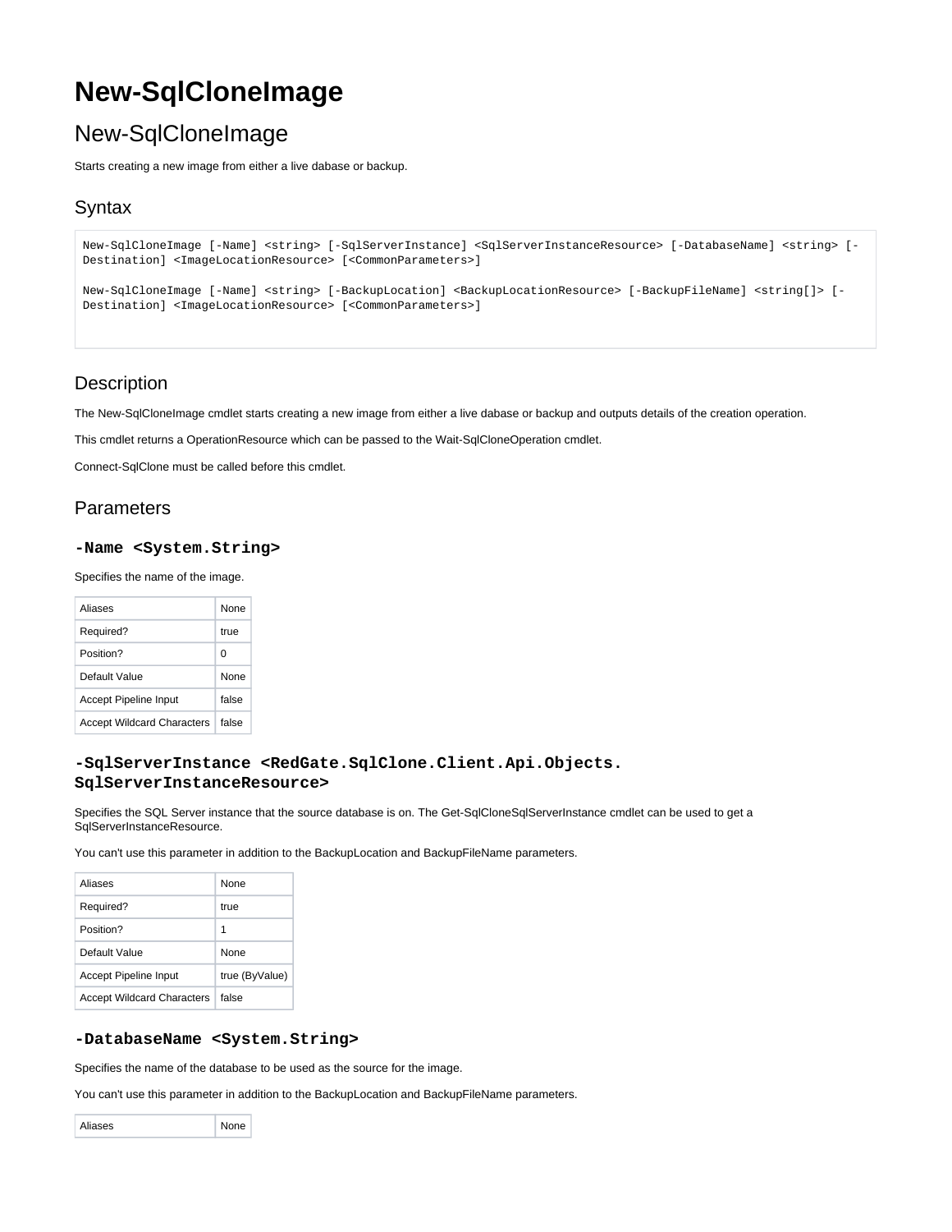# New-SqlCloneImage

## New-SqlCloneImage

Starts creating a new image from either a live dabase or backup.

## Syntax

```
New-SqlCloneImage [-Name] <string> [-SqlServerInstance] <SqlServerInstanceResource> [-DatabaseName] <string> [-Destination] <ImageLocationResource> [<CommonParameters>]

New-SqlCloneImage [-Name] <string> [-BackupLocation] <BackupLocationResource> [-BackupFileName] <string[]> [-Destination] <ImageLocationResource> [<CommonParameters>]
```

## Description

The New-SqlCloneImage cmdlet starts creating a new image from either a live dabase or backup and outputs details of the creation operation.

This cmdlet returns a OperationResource which can be passed to the Wait-SqlCloneOperation cmdlet.

Connect-SqlClone must be called before this cmdlet.

## Parameters

### -Name <System.String>

Specifies the name of the image.

| Aliases | None |
|---|---|
| Required? | true |
| Position? | 0 |
| Default Value | None |
| Accept Pipeline Input | false |
| Accept Wildcard Characters | false |

### -SqlServerInstance <RedGate.SqlClone.Client.Api.Objects.SqlServerInstanceResource>

Specifies the SQL Server instance that the source database is on. The Get-SqlCloneSqlServerInstance cmdlet can be used to get a SqlServerInstanceResource.

You can't use this parameter in addition to the BackupLocation and BackupFileName parameters.

| Aliases | None |
|---|---|
| Required? | true |
| Position? | 1 |
| Default Value | None |
| Accept Pipeline Input | true (ByValue) |
| Accept Wildcard Characters | false |

### -DatabaseName <System.String>

Specifies the name of the database to be used as the source for the image.

You can't use this parameter in addition to the BackupLocation and BackupFileName parameters.

| Aliases | None |
|---|---|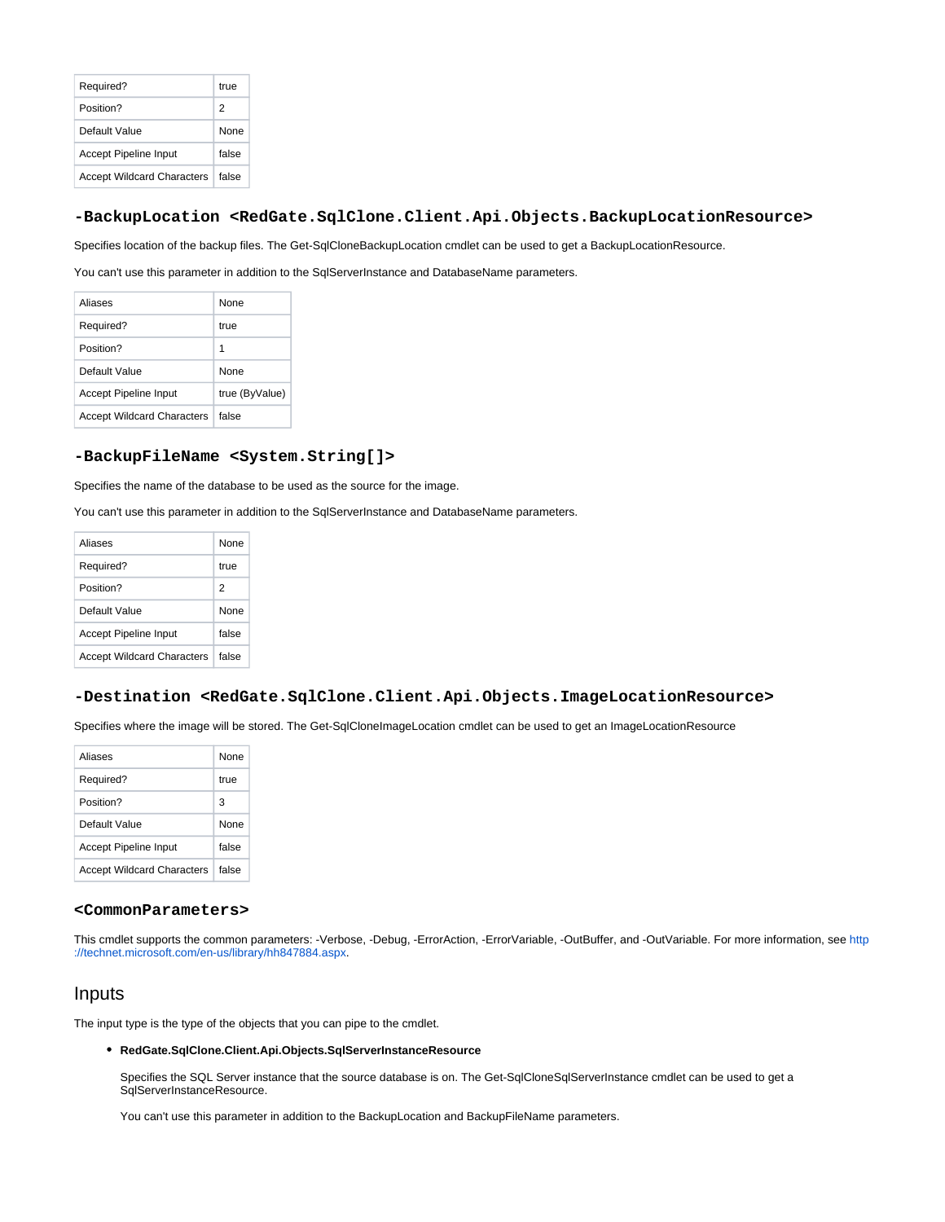| Required? | true |
| --- | --- |
| Position? | 2 |
| Default Value | None |
| Accept Pipeline Input | false |
| Accept Wildcard Characters | false |

### -BackupLocation <RedGate.SqlClone.Client.Api.Objects.BackupLocationResource>

Specifies location of the backup files. The Get-SqlCloneBackupLocation cmdlet can be used to get a BackupLocationResource.

You can't use this parameter in addition to the SqlServerInstance and DatabaseName parameters.

| Aliases | None |
| --- | --- |
| Required? | true |
| Position? | 1 |
| Default Value | None |
| Accept Pipeline Input | true (ByValue) |
| Accept Wildcard Characters | false |

### -BackupFileName <System.String[]>

Specifies the name of the database to be used as the source for the image.

You can't use this parameter in addition to the SqlServerInstance and DatabaseName parameters.

| Aliases | None |
| --- | --- |
| Required? | true |
| Position? | 2 |
| Default Value | None |
| Accept Pipeline Input | false |
| Accept Wildcard Characters | false |

### -Destination <RedGate.SqlClone.Client.Api.Objects.ImageLocationResource>

Specifies where the image will be stored. The Get-SqlCloneImageLocation cmdlet can be used to get an ImageLocationResource

| Aliases | None |
| --- | --- |
| Required? | true |
| Position? | 3 |
| Default Value | None |
| Accept Pipeline Input | false |
| Accept Wildcard Characters | false |

### <CommonParameters>

This cmdlet supports the common parameters: -Verbose, -Debug, -ErrorAction, -ErrorVariable, -OutBuffer, and -OutVariable. For more information, see http://technet.microsoft.com/en-us/library/hh847884.aspx.

## Inputs

The input type is the type of the objects that you can pipe to the cmdlet.

- **RedGate.SqlClone.Client.Api.Objects.SqlServerInstanceResource**

  Specifies the SQL Server instance that the source database is on. The Get-SqlCloneSqlServerInstance cmdlet can be used to get a SqlServerInstanceResource.

  You can't use this parameter in addition to the BackupLocation and BackupFileName parameters.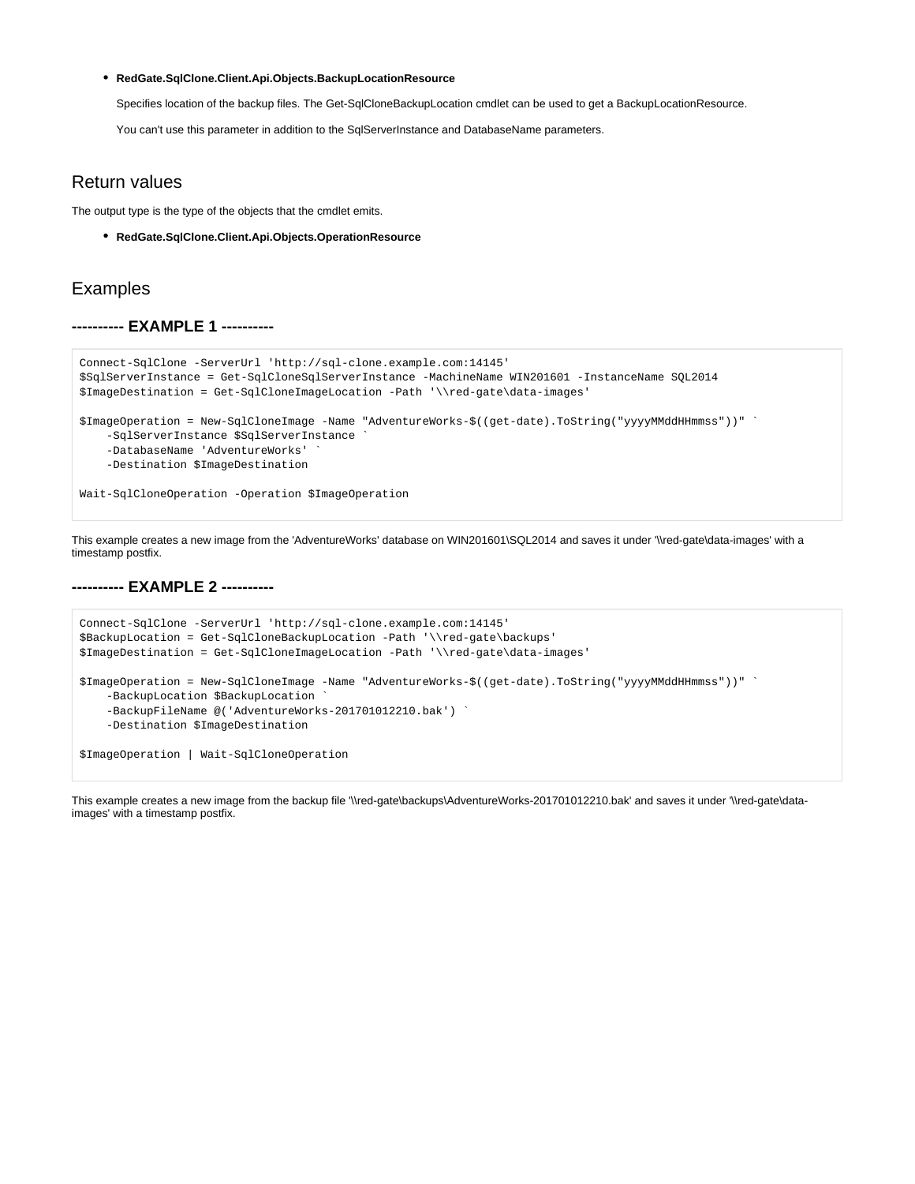- **RedGate.SqlClone.Client.Api.Objects.BackupLocationResource**

  Specifies location of the backup files. The Get-SqlCloneBackupLocation cmdlet can be used to get a BackupLocationResource.

  You can't use this parameter in addition to the SqlServerInstance and DatabaseName parameters.

## Return values

The output type is the type of the objects that the cmdlet emits.

- **RedGate.SqlClone.Client.Api.Objects.OperationResource**

## Examples

### ---------- EXAMPLE 1 ----------

```
Connect-SqlClone -ServerUrl 'http://sql-clone.example.com:14145'
$SqlServerInstance = Get-SqlCloneSqlServerInstance -MachineName WIN201601 -InstanceName SQL2014
$ImageDestination = Get-SqlCloneImageLocation -Path '\\red-gate\data-images'

$ImageOperation = New-SqlCloneImage -Name "AdventureWorks-$((get-date).ToString("yyyyMMddHHmmss"))" `
    -SqlServerInstance $SqlServerInstance `
    -DatabaseName 'AdventureWorks' `
    -Destination $ImageDestination

Wait-SqlCloneOperation -Operation $ImageOperation
```

This example creates a new image from the 'AdventureWorks' database on WIN201601\SQL2014 and saves it under '\\red-gate\data-images' with a timestamp postfix.

### ---------- EXAMPLE 2 ----------

```
Connect-SqlClone -ServerUrl 'http://sql-clone.example.com:14145'
$BackupLocation = Get-SqlCloneBackupLocation -Path '\\red-gate\backups'
$ImageDestination = Get-SqlCloneImageLocation -Path '\\red-gate\data-images'

$ImageOperation = New-SqlCloneImage -Name "AdventureWorks-$((get-date).ToString("yyyyMMddHHmmss"))" `
    -BackupLocation $BackupLocation `
    -BackupFileName @('AdventureWorks-201701012210.bak') `
    -Destination $ImageDestination

$ImageOperation | Wait-SqlCloneOperation
```

This example creates a new image from the backup file '\\red-gate\backups\AdventureWorks-201701012210.bak' and saves it under '\\red-gate\data-images' with a timestamp postfix.